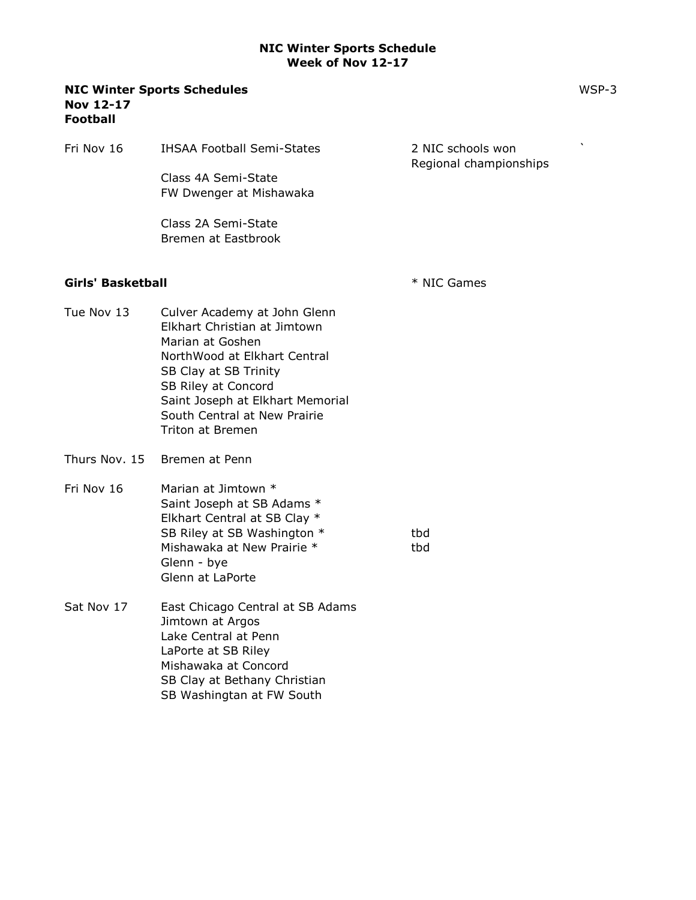# NIC Winter Sports Schedule
## Week of Nov 12-17

**NIC Winter Sports Schedules**
**Nov 12-17**
**Football**

WSP-3

| | | |
|---|---|---|
| Fri Nov 16 | IHSAA Football Semi-States | 2 NIC schools won Regional championships |
| | Class 4A Semi-State<br>FW Dwenger at Mishawaka | |
| | Class 2A Semi-State<br>Bremen at Eastbrook | |

**Girls' Basketball**

* NIC Games

| | | |
|---|---|---|
| Tue Nov 13 | Culver Academy at John Glenn<br>Elkhart Christian at Jimtown<br>Marian at Goshen<br>NorthWood at Elkhart Central<br>SB Clay at SB Trinity<br>SB Riley at Concord<br>Saint Joseph at Elkhart Memorial<br>South Central at New Prairie<br>Triton at Bremen | |
| Thurs Nov. 15 | Bremen at Penn | |
| Fri Nov 16 | Marian at Jimtown *<br>Saint Joseph at SB Adams *<br>Elkhart Central at SB Clay *<br>SB Riley at SB Washington *<br>Mishawaka at New Prairie *<br>Glenn - bye<br>Glenn at LaPorte | <br><br><br>tbd<br>tbd |
| Sat Nov 17 | East Chicago Central at SB Adams<br>Jimtown at Argos<br>Lake Central at Penn<br>LaPorte at SB Riley<br>Mishawaka at Concord<br>SB Clay at Bethany Christian<br>SB Washingtan at FW South | |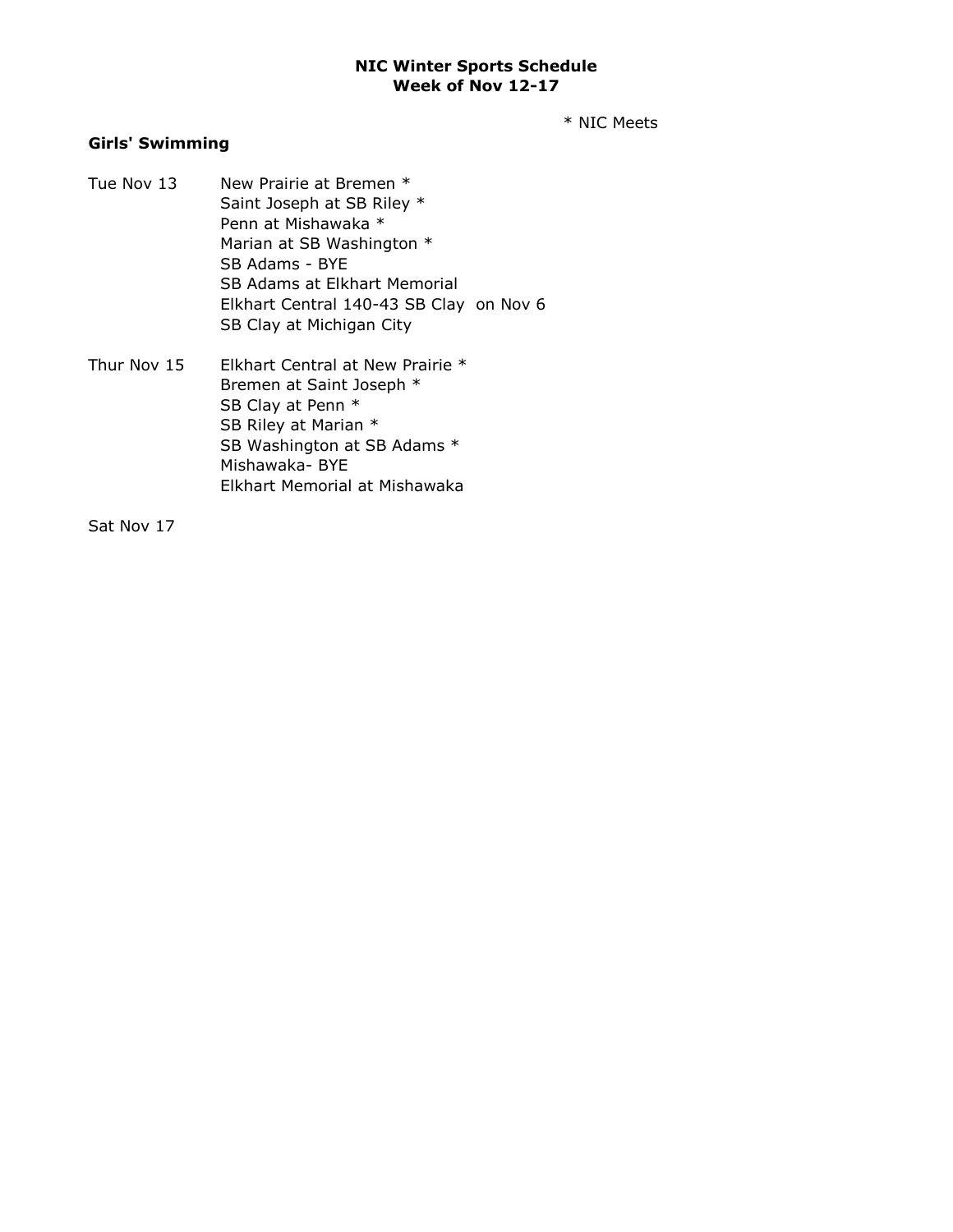**NIC Winter Sports Schedule**
**Week of Nov 12-17**

* NIC Meets

## Girls' Swimming

| | |
|---|---|
| Tue Nov 13 | New Prairie at Bremen * |
| | Saint Joseph at SB Riley * |
| | Penn at Mishawaka * |
| | Marian at SB Washington * |
| | SB Adams - BYE |
| | SB Adams at Elkhart Memorial |
| | Elkhart Central 140-43 SB Clay on Nov 6 |
| | SB Clay at Michigan City |
| Thur Nov 15 | Elkhart Central at New Prairie * |
| | Bremen at Saint Joseph * |
| | SB Clay at Penn * |
| | SB Riley at Marian * |
| | SB Washington at SB Adams * |
| | Mishawaka- BYE |
| | Elkhart Memorial at Mishawaka |
| Sat Nov 17 | |